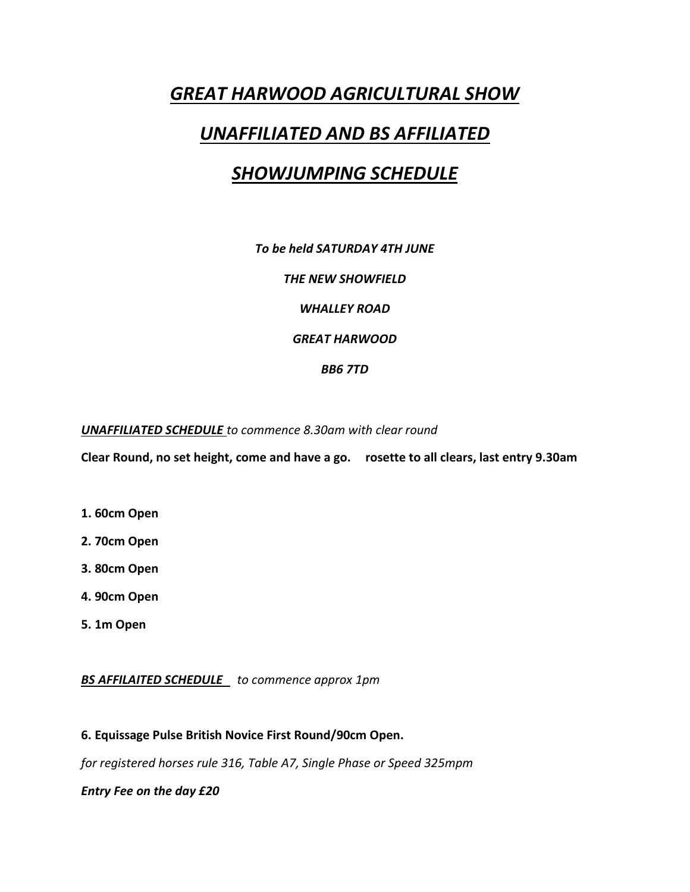# *GREAT HARWOOD AGRICULTURAL SHOW*

# *UNAFFILIATED AND BS AFFILIATED*

# *SHOWJUMPING SCHEDULE*

*To be held SATURDAY 4TH JUNE*

*THE NEW SHOWFIELD*

*WHALLEY ROAD*

*GREAT HARWOOD*

*BB6 7TD*

***UNAFFILIATED SCHEDULE*** *to commence 8.30am with clear round*

**Clear Round, no set height, come and have a go. rosette to all clears, last entry 9.30am**

**1. 60cm Open**

**2. 70cm Open**

**3. 80cm Open**

**4. 90cm Open**

**5. 1m Open**

***BS AFFILAITED SCHEDULE*** *to commence approx 1pm*

**6. Equissage Pulse British Novice First Round/90cm Open.**

*for registered horses rule 316, Table A7, Single Phase or Speed 325mpm*

***Entry Fee on the day £20***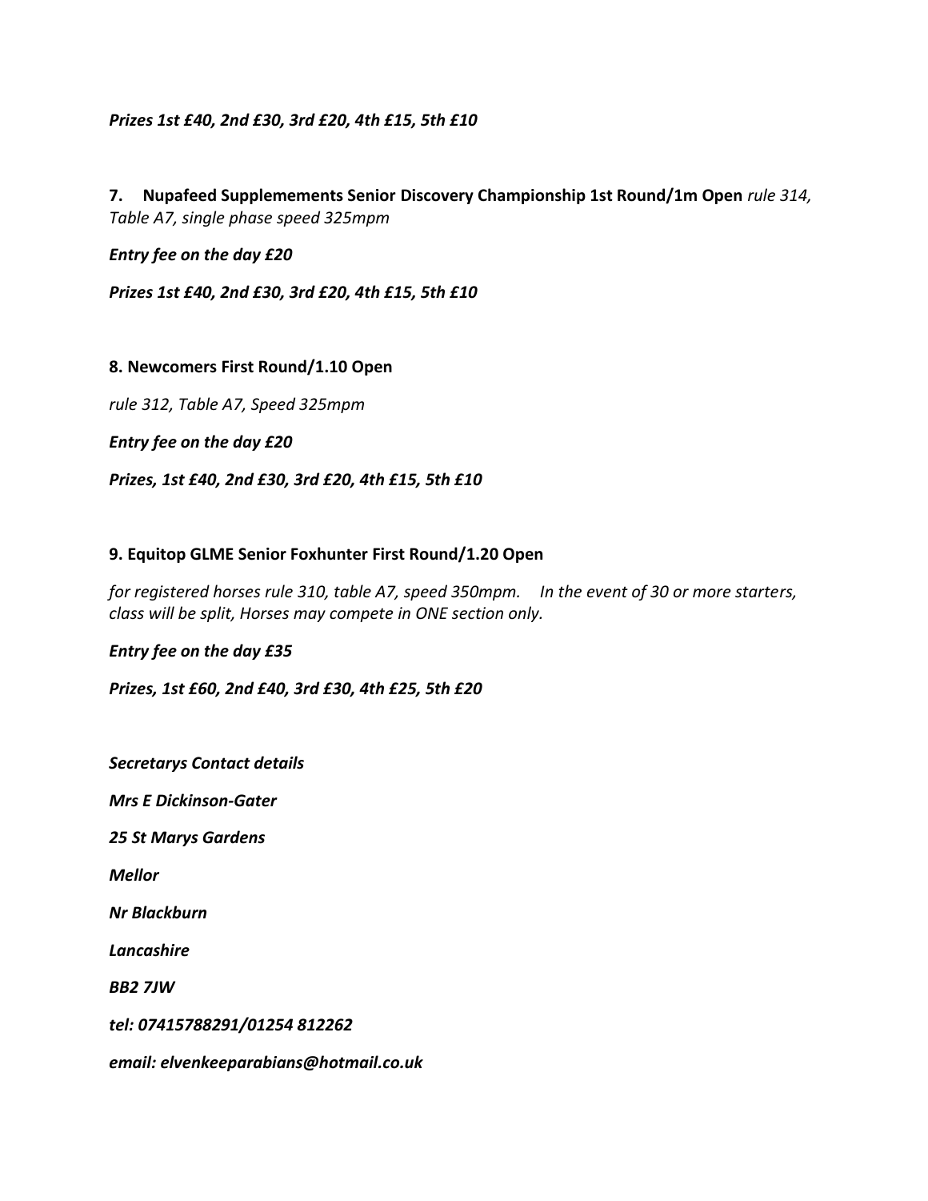***Prizes 1st £40, 2nd £30, 3rd £20, 4th £15, 5th £10***

**7. Nupafeed Supplemements Senior Discovery Championship 1st Round/1m Open** *rule 314, Table A7, single phase speed 325mpm*

***Entry fee on the day £20***

***Prizes 1st £40, 2nd £30, 3rd £20, 4th £15, 5th £10***

**8. Newcomers First Round/1.10 Open**

*rule 312, Table A7, Speed 325mpm*

***Entry fee on the day £20***

***Prizes, 1st £40, 2nd £30, 3rd £20, 4th £15, 5th £10***

**9. Equitop GLME Senior Foxhunter First Round/1.20 Open**

*for registered horses rule 310, table A7, speed 350mpm. In the event of 30 or more starters, class will be split, Horses may compete in ONE section only.*

***Entry fee on the day £35***

***Prizes, 1st £60, 2nd £40, 3rd £30, 4th £25, 5th £20***

***Secretarys Contact details***

***Mrs E Dickinson-Gater***

***25 St Marys Gardens***

***Mellor***

***Nr Blackburn***

***Lancashire***

***BB2 7JW***

***tel: 07415788291/01254 812262***

***email: elvenkeeparabians@hotmail.co.uk***